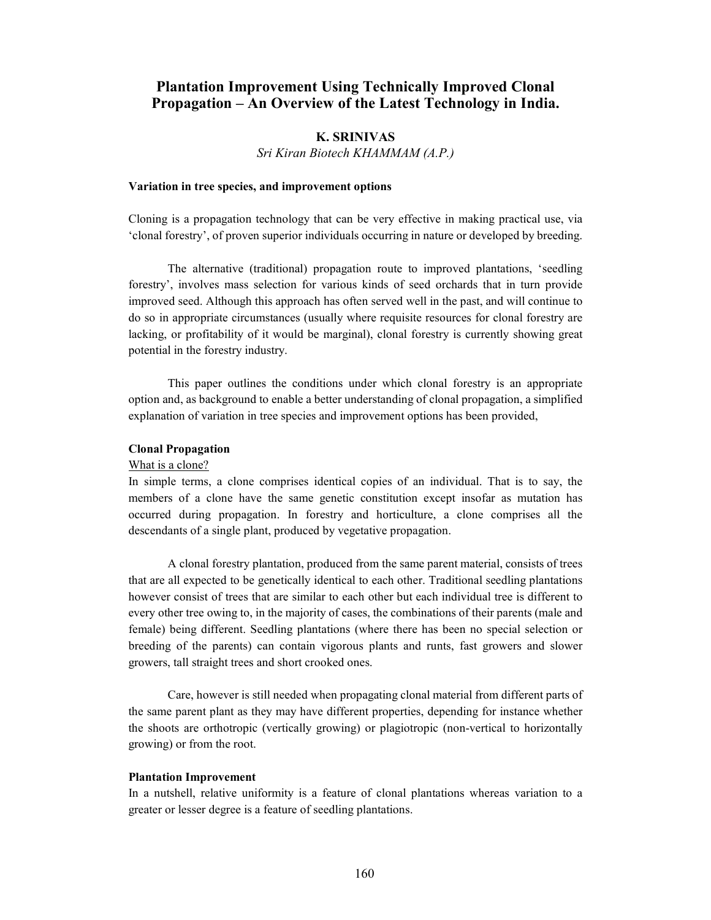# Plantation Improvement Using Technically Improved Clonal Propagation – An Overview of the Latest Technology in India.

**K. SRINIVAS**

*Sri Kiran Biotech KHAMMAM (A.P.)*

**Variation in tree species, and improvement options**

Cloning is a propagation technology that can be very effective in making practical use, via 'clonal forestry', of proven superior individuals occurring in nature or developed by breeding.

The alternative (traditional) propagation route to improved plantations, 'seedling forestry', involves mass selection for various kinds of seed orchards that in turn provide improved seed. Although this approach has often served well in the past, and will continue to do so in appropriate circumstances (usually where requisite resources for clonal forestry are lacking, or profitability of it would be marginal), clonal forestry is currently showing great potential in the forestry industry.

This paper outlines the conditions under which clonal forestry is an appropriate option and, as background to enable a better understanding of clonal propagation, a simplified explanation of variation in tree species and improvement options has been provided,

**Clonal Propagation**

<u>What is a clone?</u>

In simple terms, a clone comprises identical copies of an individual. That is to say, the members of a clone have the same genetic constitution except insofar as mutation has occurred during propagation. In forestry and horticulture, a clone comprises all the descendants of a single plant, produced by vegetative propagation.

A clonal forestry plantation, produced from the same parent material, consists of trees that are all expected to be genetically identical to each other. Traditional seedling plantations however consist of trees that are similar to each other but each individual tree is different to every other tree owing to, in the majority of cases, the combinations of their parents (male and female) being different. Seedling plantations (where there has been no special selection or breeding of the parents) can contain vigorous plants and runts, fast growers and slower growers, tall straight trees and short crooked ones.

Care, however is still needed when propagating clonal material from different parts of the same parent plant as they may have different properties, depending for instance whether the shoots are orthotropic (vertically growing) or plagiotropic (non-vertical to horizontally growing) or from the root.

**Plantation Improvement**

In a nutshell, relative uniformity is a feature of clonal plantations whereas variation to a greater or lesser degree is a feature of seedling plantations.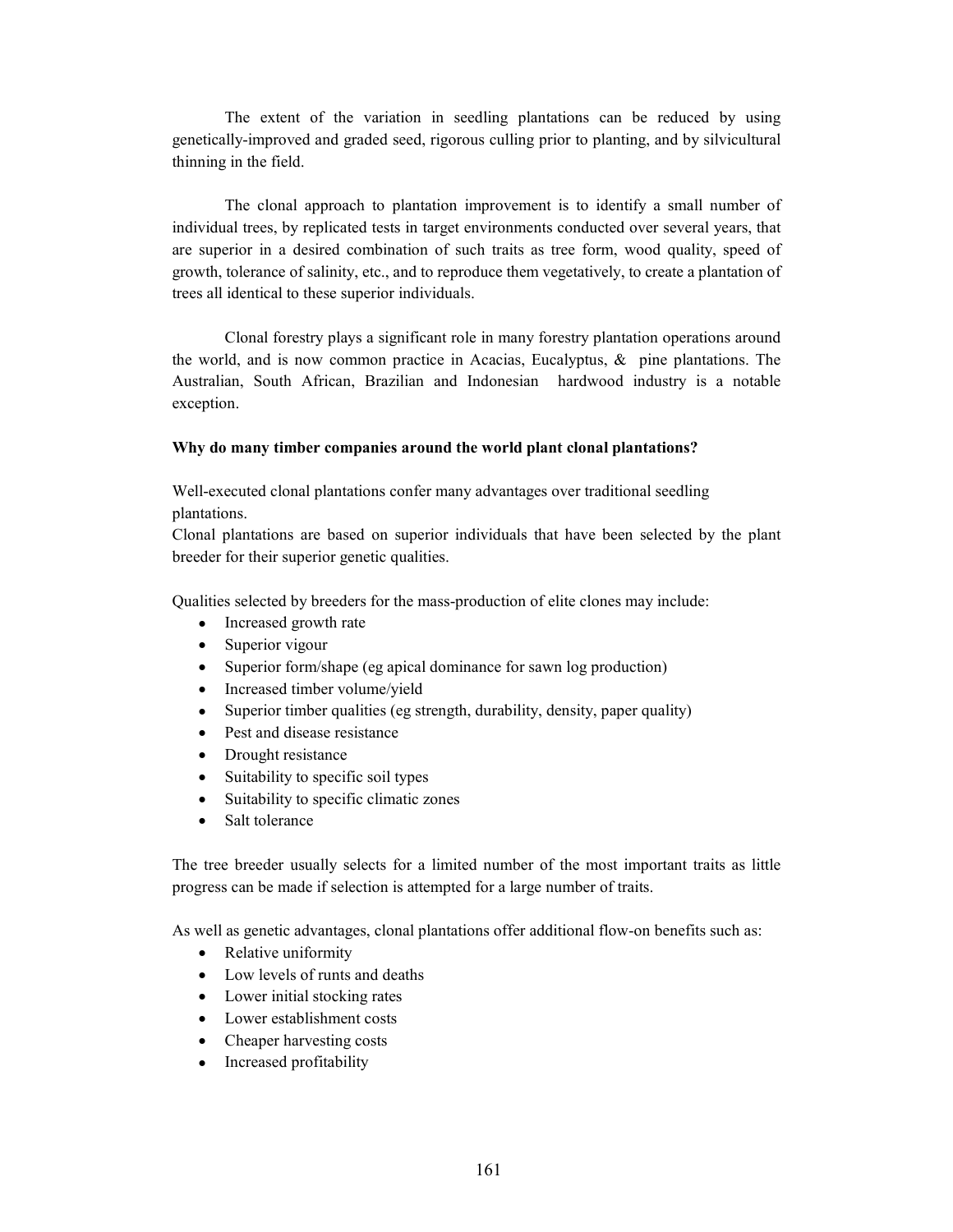The extent of the variation in seedling plantations can be reduced by using genetically-improved and graded seed, rigorous culling prior to planting, and by silvicultural thinning in the field.

The clonal approach to plantation improvement is to identify a small number of individual trees, by replicated tests in target environments conducted over several years, that are superior in a desired combination of such traits as tree form, wood quality, speed of growth, tolerance of salinity, etc., and to reproduce them vegetatively, to create a plantation of trees all identical to these superior individuals.

Clonal forestry plays a significant role in many forestry plantation operations around the world, and is now common practice in Acacias, Eucalyptus, & pine plantations. The Australian, South African, Brazilian and Indonesian hardwood industry is a notable exception.

**Why do many timber companies around the world plant clonal plantations?**

Well-executed clonal plantations confer many advantages over traditional seedling plantations.
Clonal plantations are based on superior individuals that have been selected by the plant breeder for their superior genetic qualities.

Qualities selected by breeders for the mass-production of elite clones may include:

- Increased growth rate
- Superior vigour
- Superior form/shape (eg apical dominance for sawn log production)
- Increased timber volume/yield
- Superior timber qualities (eg strength, durability, density, paper quality)
- Pest and disease resistance
- Drought resistance
- Suitability to specific soil types
- Suitability to specific climatic zones
- Salt tolerance

The tree breeder usually selects for a limited number of the most important traits as little progress can be made if selection is attempted for a large number of traits.

As well as genetic advantages, clonal plantations offer additional flow-on benefits such as:

- Relative uniformity
- Low levels of runts and deaths
- Lower initial stocking rates
- Lower establishment costs
- Cheaper harvesting costs
- Increased profitability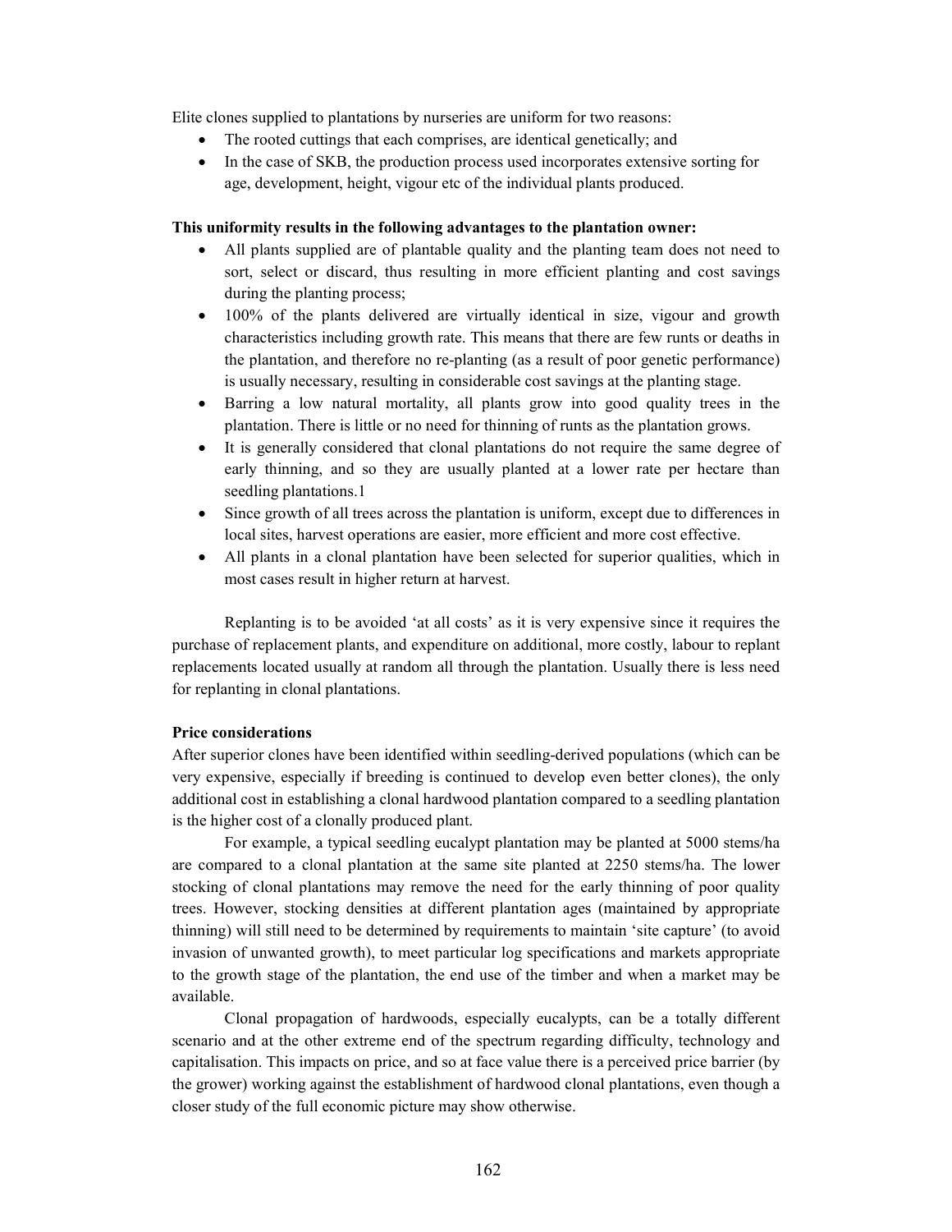Elite clones supplied to plantations by nurseries are uniform for two reasons:

- The rooted cuttings that each comprises, are identical genetically; and
- In the case of SKB, the production process used incorporates extensive sorting for age, development, height, vigour etc of the individual plants produced.

**This uniformity results in the following advantages to the plantation owner:**

- All plants supplied are of plantable quality and the planting team does not need to sort, select or discard, thus resulting in more efficient planting and cost savings during the planting process;
- 100% of the plants delivered are virtually identical in size, vigour and growth characteristics including growth rate. This means that there are few runts or deaths in the plantation, and therefore no re-planting (as a result of poor genetic performance) is usually necessary, resulting in considerable cost savings at the planting stage.
- Barring a low natural mortality, all plants grow into good quality trees in the plantation. There is little or no need for thinning of runts as the plantation grows.
- It is generally considered that clonal plantations do not require the same degree of early thinning, and so they are usually planted at a lower rate per hectare than seedling plantations.[1]
- Since growth of all trees across the plantation is uniform, except due to differences in local sites, harvest operations are easier, more efficient and more cost effective.
- All plants in a clonal plantation have been selected for superior qualities, which in most cases result in higher return at harvest.

Replanting is to be avoided 'at all costs' as it is very expensive since it requires the purchase of replacement plants, and expenditure on additional, more costly, labour to replant replacements located usually at random all through the plantation. Usually there is less need for replanting in clonal plantations.

**Price considerations**

After superior clones have been identified within seedling-derived populations (which can be very expensive, especially if breeding is continued to develop even better clones), the only additional cost in establishing a clonal hardwood plantation compared to a seedling plantation is the higher cost of a clonally produced plant.

For example, a typical seedling eucalypt plantation may be planted at 5000 stems/ha are compared to a clonal plantation at the same site planted at 2250 stems/ha. The lower stocking of clonal plantations may remove the need for the early thinning of poor quality trees. However, stocking densities at different plantation ages (maintained by appropriate thinning) will still need to be determined by requirements to maintain 'site capture' (to avoid invasion of unwanted growth), to meet particular log specifications and markets appropriate to the growth stage of the plantation, the end use of the timber and when a market may be available.

Clonal propagation of hardwoods, especially eucalypts, can be a totally different scenario and at the other extreme end of the spectrum regarding difficulty, technology and capitalisation. This impacts on price, and so at face value there is a perceived price barrier (by the grower) working against the establishment of hardwood clonal plantations, even though a closer study of the full economic picture may show otherwise.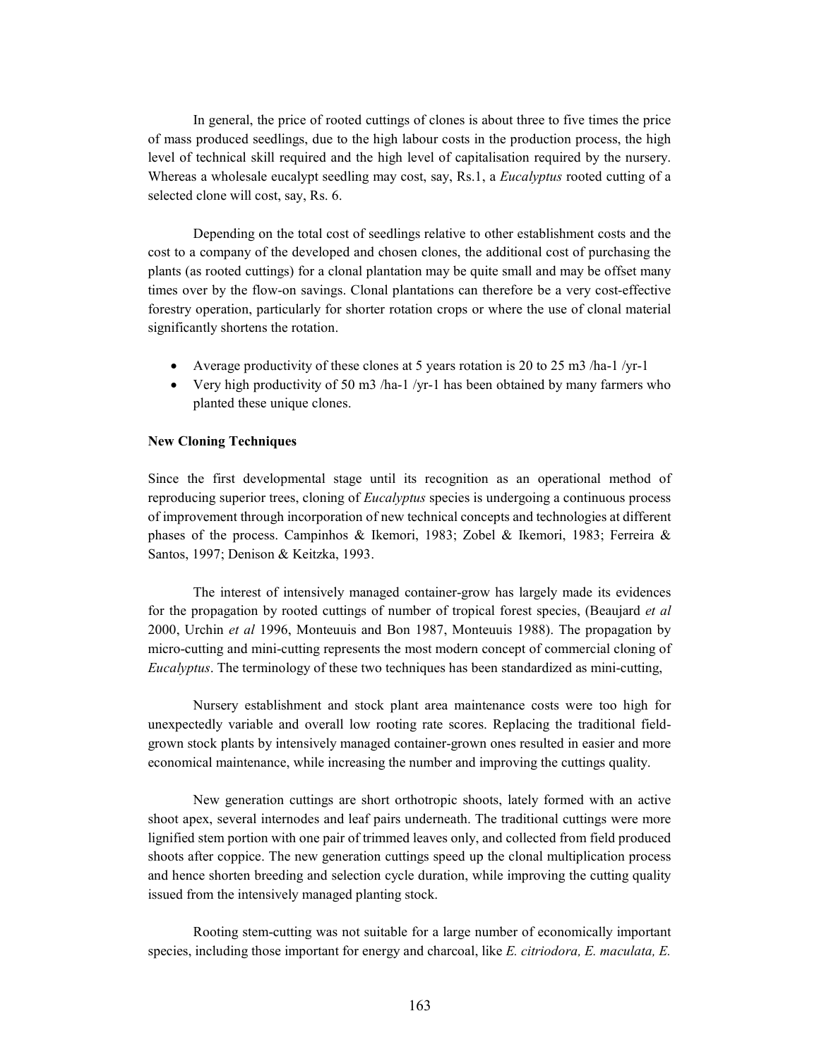In general, the price of rooted cuttings of clones is about three to five times the price of mass produced seedlings, due to the high labour costs in the production process, the high level of technical skill required and the high level of capitalisation required by the nursery. Whereas a wholesale eucalypt seedling may cost, say, Rs.1, a *Eucalyptus* rooted cutting of a selected clone will cost, say, Rs. 6.

Depending on the total cost of seedlings relative to other establishment costs and the cost to a company of the developed and chosen clones, the additional cost of purchasing the plants (as rooted cuttings) for a clonal plantation may be quite small and may be offset many times over by the flow-on savings. Clonal plantations can therefore be a very cost-effective forestry operation, particularly for shorter rotation crops or where the use of clonal material significantly shortens the rotation.

- Average productivity of these clones at 5 years rotation is 20 to 25 m3 /ha-1 /yr-1
- Very high productivity of 50 m3 /ha-1 /yr-1 has been obtained by many farmers who planted these unique clones.

**New Cloning Techniques**

Since the first developmental stage until its recognition as an operational method of reproducing superior trees, cloning of *Eucalyptus* species is undergoing a continuous process of improvement through incorporation of new technical concepts and technologies at different phases of the process. Campinhos & Ikemori, 1983; Zobel & Ikemori, 1983; Ferreira & Santos, 1997; Denison & Keitzka, 1993.

The interest of intensively managed container-grow has largely made its evidences for the propagation by rooted cuttings of number of tropical forest species, (Beaujard *et al* 2000, Urchin *et al* 1996, Monteuuis and Bon 1987, Monteuuis 1988). The propagation by micro-cutting and mini-cutting represents the most modern concept of commercial cloning of *Eucalyptus*. The terminology of these two techniques has been standardized as mini-cutting,

Nursery establishment and stock plant area maintenance costs were too high for unexpectedly variable and overall low rooting rate scores. Replacing the traditional field-grown stock plants by intensively managed container-grown ones resulted in easier and more economical maintenance, while increasing the number and improving the cuttings quality.

New generation cuttings are short orthotropic shoots, lately formed with an active shoot apex, several internodes and leaf pairs underneath. The traditional cuttings were more lignified stem portion with one pair of trimmed leaves only, and collected from field produced shoots after coppice. The new generation cuttings speed up the clonal multiplication process and hence shorten breeding and selection cycle duration, while improving the cutting quality issued from the intensively managed planting stock.

Rooting stem-cutting was not suitable for a large number of economically important species, including those important for energy and charcoal, like *E. citriodora, E. maculata, E.*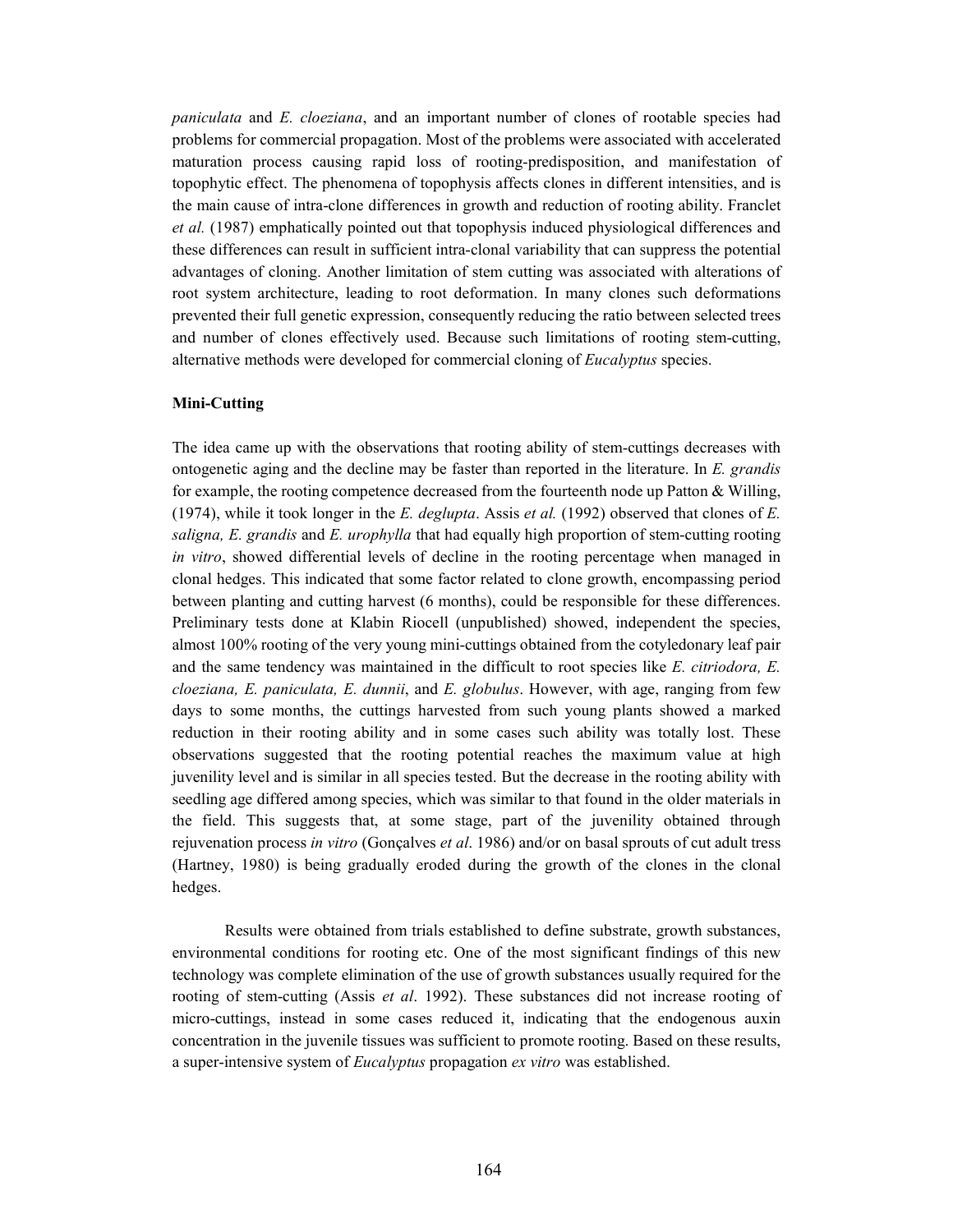*paniculata* and *E. cloeziana*, and an important number of clones of rootable species had problems for commercial propagation. Most of the problems were associated with accelerated maturation process causing rapid loss of rooting-predisposition, and manifestation of topophytic effect. The phenomena of topophysis affects clones in different intensities, and is the main cause of intra-clone differences in growth and reduction of rooting ability. Franclet *et al.* (1987) emphatically pointed out that topophysis induced physiological differences and these differences can result in sufficient intra-clonal variability that can suppress the potential advantages of cloning. Another limitation of stem cutting was associated with alterations of root system architecture, leading to root deformation. In many clones such deformations prevented their full genetic expression, consequently reducing the ratio between selected trees and number of clones effectively used. Because such limitations of rooting stem-cutting, alternative methods were developed for commercial cloning of *Eucalyptus* species.

**Mini-Cutting**

The idea came up with the observations that rooting ability of stem-cuttings decreases with ontogenetic aging and the decline may be faster than reported in the literature. In *E. grandis* for example, the rooting competence decreased from the fourteenth node up Patton & Willing, (1974), while it took longer in the *E. deglupta*. Assis *et al.* (1992) observed that clones of *E. saligna, E. grandis* and *E. urophylla* that had equally high proportion of stem-cutting rooting *in vitro*, showed differential levels of decline in the rooting percentage when managed in clonal hedges. This indicated that some factor related to clone growth, encompassing period between planting and cutting harvest (6 months), could be responsible for these differences. Preliminary tests done at Klabin Riocell (unpublished) showed, independent the species, almost 100% rooting of the very young mini-cuttings obtained from the cotyledonary leaf pair and the same tendency was maintained in the difficult to root species like *E. citriodora, E. cloeziana, E. paniculata, E. dunnii*, and *E. globulus*. However, with age, ranging from few days to some months, the cuttings harvested from such young plants showed a marked reduction in their rooting ability and in some cases such ability was totally lost. These observations suggested that the rooting potential reaches the maximum value at high juvenility level and is similar in all species tested. But the decrease in the rooting ability with seedling age differed among species, which was similar to that found in the older materials in the field. This suggests that, at some stage, part of the juvenility obtained through rejuvenation process *in vitro* (Gonçalves *et al*. 1986) and/or on basal sprouts of cut adult tress (Hartney, 1980) is being gradually eroded during the growth of the clones in the clonal hedges.

Results were obtained from trials established to define substrate, growth substances, environmental conditions for rooting etc. One of the most significant findings of this new technology was complete elimination of the use of growth substances usually required for the rooting of stem-cutting (Assis *et al*. 1992). These substances did not increase rooting of micro-cuttings, instead in some cases reduced it, indicating that the endogenous auxin concentration in the juvenile tissues was sufficient to promote rooting. Based on these results, a super-intensive system of *Eucalyptus* propagation *ex vitro* was established.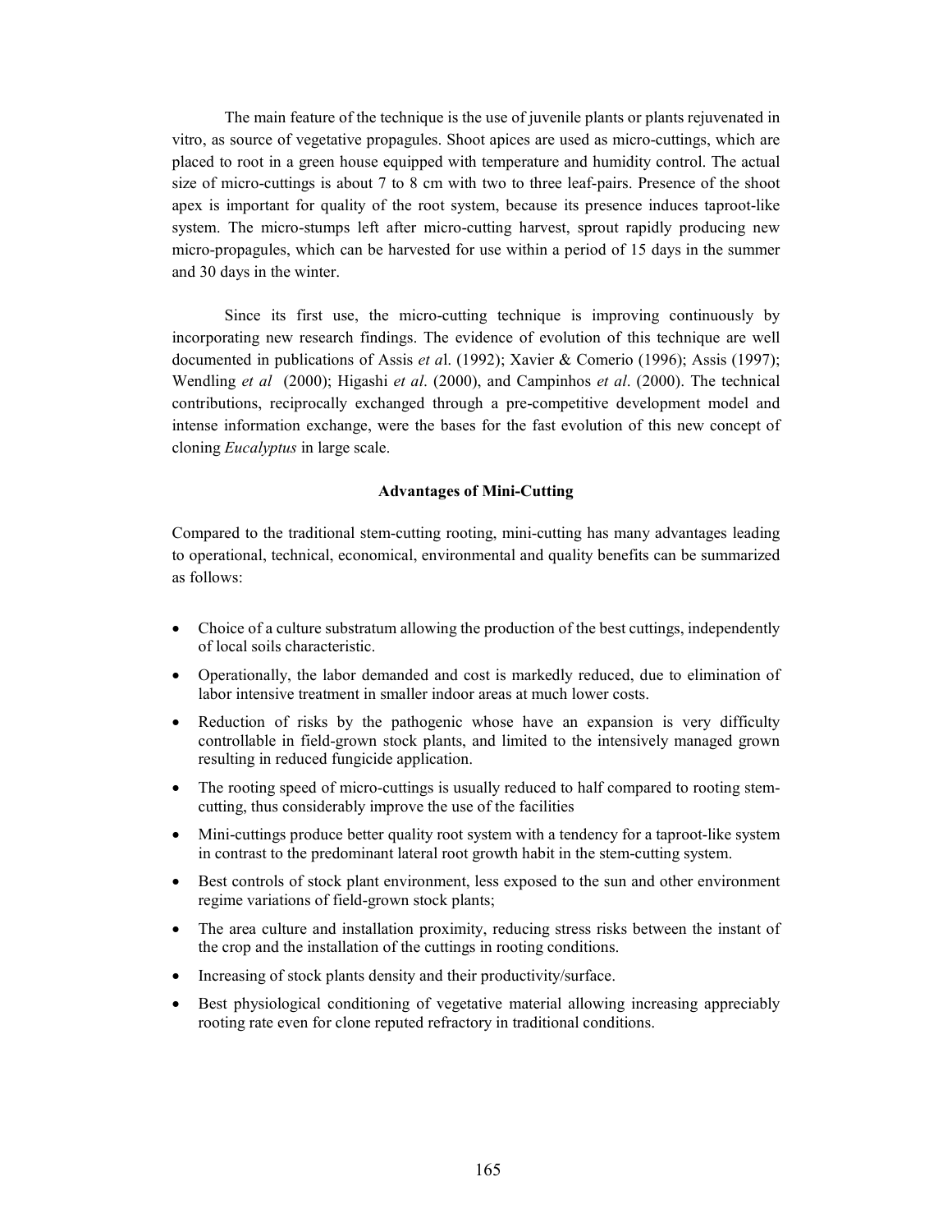The main feature of the technique is the use of juvenile plants or plants rejuvenated in vitro, as source of vegetative propagules. Shoot apices are used as micro-cuttings, which are placed to root in a green house equipped with temperature and humidity control. The actual size of micro-cuttings is about 7 to 8 cm with two to three leaf-pairs. Presence of the shoot apex is important for quality of the root system, because its presence induces taproot-like system. The micro-stumps left after micro-cutting harvest, sprout rapidly producing new micro-propagules, which can be harvested for use within a period of 15 days in the summer and 30 days in the winter.

Since its first use, the micro-cutting technique is improving continuously by incorporating new research findings. The evidence of evolution of this technique are well documented in publications of Assis *et a*l. (1992); Xavier & Comerio (1996); Assis (1997); Wendling *et al* (2000); Higashi *et al*. (2000), and Campinhos *et al*. (2000). The technical contributions, reciprocally exchanged through a pre-competitive development model and intense information exchange, were the bases for the fast evolution of this new concept of cloning *Eucalyptus* in large scale.

**Advantages of Mini-Cutting**

Compared to the traditional stem-cutting rooting, mini-cutting has many advantages leading to operational, technical, economical, environmental and quality benefits can be summarized as follows:

- Choice of a culture substratum allowing the production of the best cuttings, independently of local soils characteristic.
- Operationally, the labor demanded and cost is markedly reduced, due to elimination of labor intensive treatment in smaller indoor areas at much lower costs.
- Reduction of risks by the pathogenic whose have an expansion is very difficulty controllable in field-grown stock plants, and limited to the intensively managed grown resulting in reduced fungicide application.
- The rooting speed of micro-cuttings is usually reduced to half compared to rooting stem-cutting, thus considerably improve the use of the facilities
- Mini-cuttings produce better quality root system with a tendency for a taproot-like system in contrast to the predominant lateral root growth habit in the stem-cutting system.
- Best controls of stock plant environment, less exposed to the sun and other environment regime variations of field-grown stock plants;
- The area culture and installation proximity, reducing stress risks between the instant of the crop and the installation of the cuttings in rooting conditions.
- Increasing of stock plants density and their productivity/surface.
- Best physiological conditioning of vegetative material allowing increasing appreciably rooting rate even for clone reputed refractory in traditional conditions.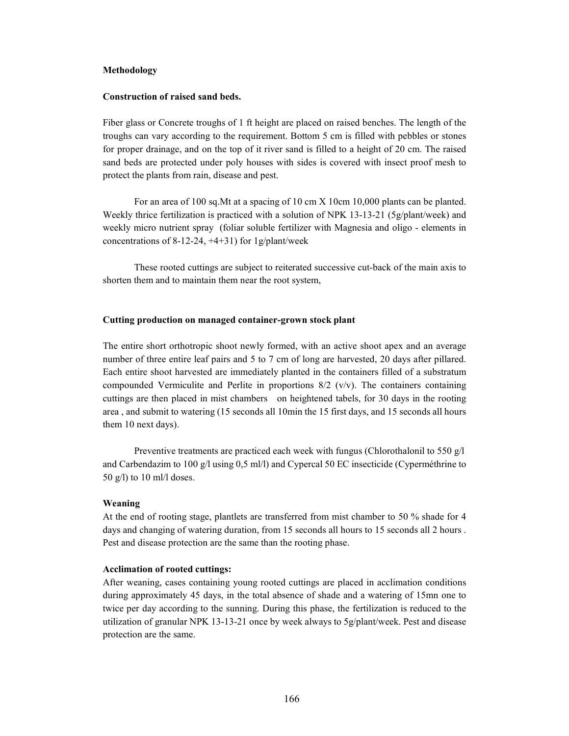**Methodology**

**Construction of raised sand beds.**

Fiber glass or Concrete troughs of 1 ft height are placed on raised benches. The length of the troughs can vary according to the requirement. Bottom 5 cm is filled with pebbles or stones for proper drainage, and on the top of it river sand is filled to a height of 20 cm. The raised sand beds are protected under poly houses with sides is covered with insect proof mesh to protect the plants from rain, disease and pest.

For an area of 100 sq.Mt at a spacing of 10 cm X 10cm 10,000 plants can be planted. Weekly thrice fertilization is practiced with a solution of NPK 13-13-21 (5g/plant/week) and weekly micro nutrient spray (foliar soluble fertilizer with Magnesia and oligo - elements in concentrations of 8-12-24, +4+31) for 1g/plant/week

These rooted cuttings are subject to reiterated successive cut-back of the main axis to shorten them and to maintain them near the root system,

**Cutting production on managed container-grown stock plant**

The entire short orthotropic shoot newly formed, with an active shoot apex and an average number of three entire leaf pairs and 5 to 7 cm of long are harvested, 20 days after pillared. Each entire shoot harvested are immediately planted in the containers filled of a substratum compounded Vermiculite and Perlite in proportions 8/2 (v/v). The containers containing cuttings are then placed in mist chambers on heightened tabels, for 30 days in the rooting area , and submit to watering (15 seconds all 10min the 15 first days, and 15 seconds all hours them 10 next days).

Preventive treatments are practiced each week with fungus (Chlorothalonil to 550 g/l and Carbendazim to 100 g/l using 0,5 ml/l) and Cypercal 50 EC insecticide (Cyperméthrine to 50 g/l) to 10 ml/l doses.

**Weaning**

At the end of rooting stage, plantlets are transferred from mist chamber to 50 % shade for 4 days and changing of watering duration, from 15 seconds all hours to 15 seconds all 2 hours . Pest and disease protection are the same than the rooting phase.

**Acclimation of rooted cuttings:**

After weaning, cases containing young rooted cuttings are placed in acclimation conditions during approximately 45 days, in the total absence of shade and a watering of 15mn one to twice per day according to the sunning. During this phase, the fertilization is reduced to the utilization of granular NPK 13-13-21 once by week always to 5g/plant/week. Pest and disease protection are the same.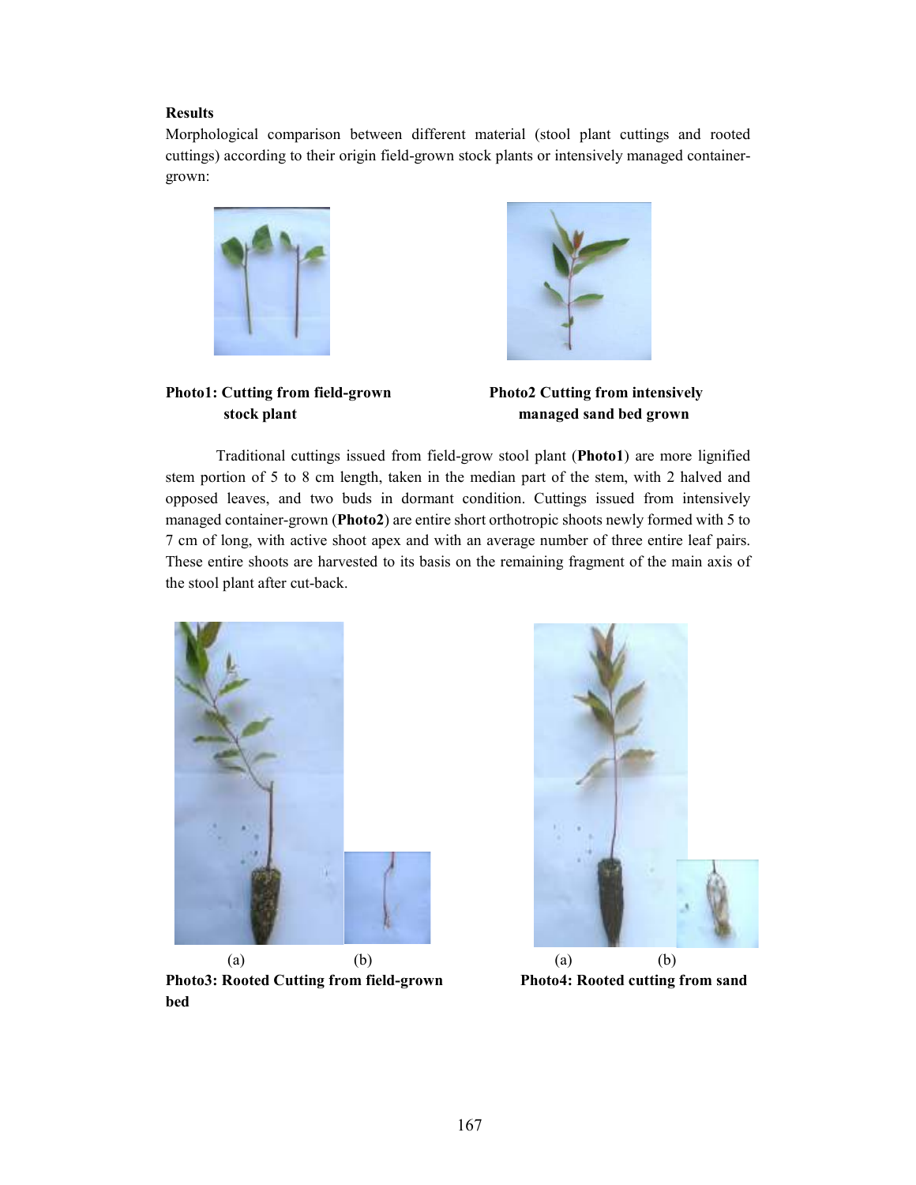**Results**

Morphological comparison between different material (stool plant cuttings and rooted cuttings) according to their origin field-grown stock plants or intensively managed container-grown:

**Photo1: Cutting from field-grown stock plant**

**Photo2 Cutting from intensively managed sand bed grown**

Traditional cuttings issued from field-grow stool plant (**Photo1**) are more lignified stem portion of 5 to 8 cm length, taken in the median part of the stem, with 2 halved and opposed leaves, and two buds in dormant condition. Cuttings issued from intensively managed container-grown (**Photo2**) are entire short orthotropic shoots newly formed with 5 to 7 cm of long, with active shoot apex and with an average number of three entire leaf pairs. These entire shoots are harvested to its basis on the remaining fragment of the main axis of the stool plant after cut-back.

(a) (b)

**Photo3: Rooted Cutting from field-grown bed**

(a) (b)

**Photo4: Rooted cutting from sand**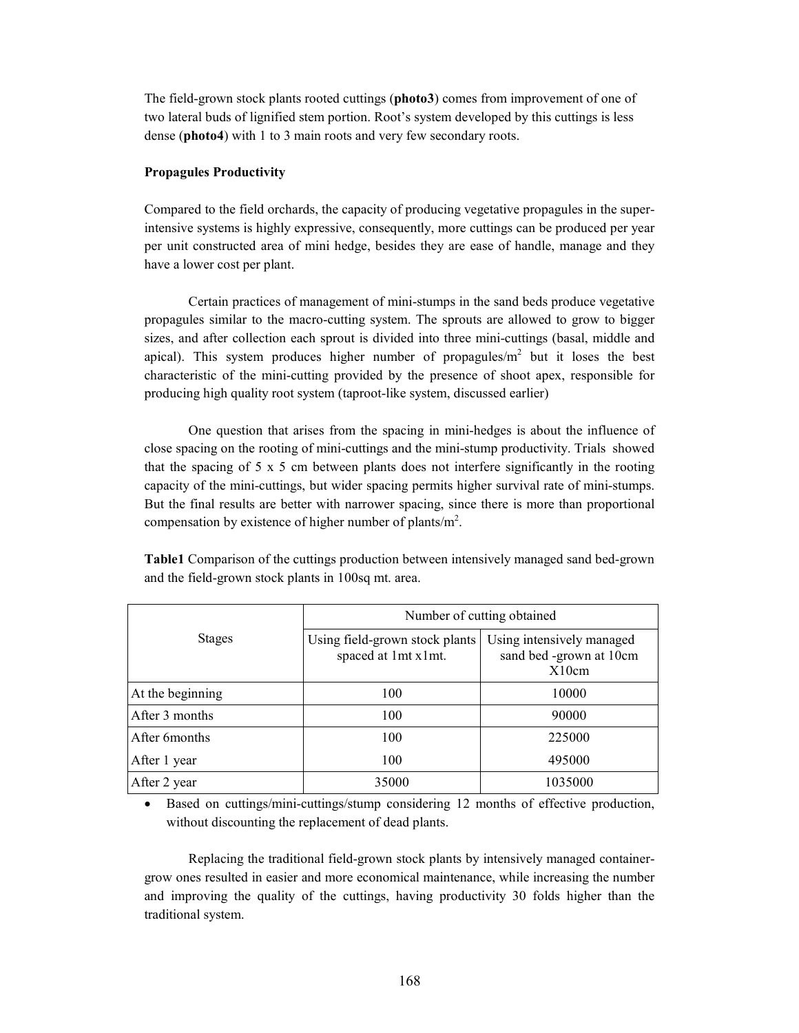The field-grown stock plants rooted cuttings (**photo3**) comes from improvement of one of two lateral buds of lignified stem portion. Root's system developed by this cuttings is less dense (**photo4**) with 1 to 3 main roots and very few secondary roots.

**Propagules Productivity**

Compared to the field orchards, the capacity of producing vegetative propagules in the super-intensive systems is highly expressive, consequently, more cuttings can be produced per year per unit constructed area of mini hedge, besides they are ease of handle, manage and they have a lower cost per plant.

Certain practices of management of mini-stumps in the sand beds produce vegetative propagules similar to the macro-cutting system. The sprouts are allowed to grow to bigger sizes, and after collection each sprout is divided into three mini-cuttings (basal, middle and apical). This system produces higher number of propagules/$m^2$ but it loses the best characteristic of the mini-cutting provided by the presence of shoot apex, responsible for producing high quality root system (taproot-like system, discussed earlier)

One question that arises from the spacing in mini-hedges is about the influence of close spacing on the rooting of mini-cuttings and the mini-stump productivity. Trials showed that the spacing of 5 x 5 cm between plants does not interfere significantly in the rooting capacity of the mini-cuttings, but wider spacing permits higher survival rate of mini-stumps. But the final results are better with narrower spacing, since there is more than proportional compensation by existence of higher number of plants/$m^2$.

**Table1** Comparison of the cuttings production between intensively managed sand bed-grown and the field-grown stock plants in 100sq mt. area.

| Stages | Number of cutting obtained | |
|---|---|---|
| | Using field-grown stock plants spaced at 1mt x1mt. | Using intensively managed sand bed -grown at 10cm X10cm |
| At the beginning | 100 | 10000 |
| After 3 months | 100 | 90000 |
| After 6months | 100 | 225000 |
| After 1 year | 100 | 495000 |
| After 2 year | 35000 | 1035000 |

- Based on cuttings/mini-cuttings/stump considering 12 months of effective production, without discounting the replacement of dead plants.

Replacing the traditional field-grown stock plants by intensively managed container-grow ones resulted in easier and more economical maintenance, while increasing the number and improving the quality of the cuttings, having productivity 30 folds higher than the traditional system.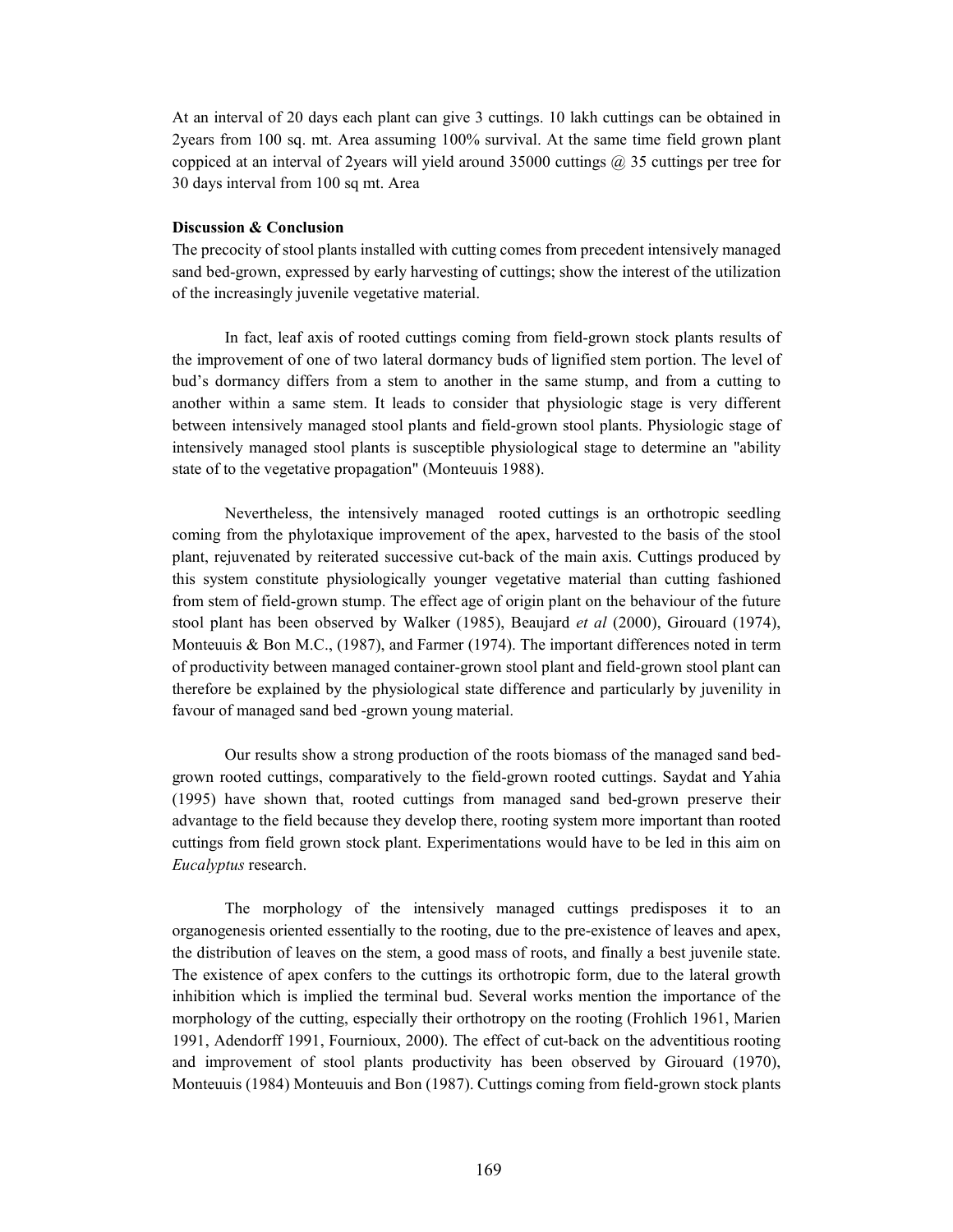At an interval of 20 days each plant can give 3 cuttings. 10 lakh cuttings can be obtained in 2years from 100 sq. mt. Area assuming 100% survival. At the same time field grown plant coppiced at an interval of 2years will yield around 35000 cuttings @ 35 cuttings per tree for 30 days interval from 100 sq mt. Area

**Discussion & Conclusion**

The precocity of stool plants installed with cutting comes from precedent intensively managed sand bed-grown, expressed by early harvesting of cuttings; show the interest of the utilization of the increasingly juvenile vegetative material.

In fact, leaf axis of rooted cuttings coming from field-grown stock plants results of the improvement of one of two lateral dormancy buds of lignified stem portion. The level of bud's dormancy differs from a stem to another in the same stump, and from a cutting to another within a same stem. It leads to consider that physiologic stage is very different between intensively managed stool plants and field-grown stool plants. Physiologic stage of intensively managed stool plants is susceptible physiological stage to determine an "ability state of to the vegetative propagation" (Monteuuis 1988).

Nevertheless, the intensively managed rooted cuttings is an orthotropic seedling coming from the phylotaxique improvement of the apex, harvested to the basis of the stool plant, rejuvenated by reiterated successive cut-back of the main axis. Cuttings produced by this system constitute physiologically younger vegetative material than cutting fashioned from stem of field-grown stump. The effect age of origin plant on the behaviour of the future stool plant has been observed by Walker (1985), Beaujard *et al* (2000), Girouard (1974), Monteuuis & Bon M.C., (1987), and Farmer (1974). The important differences noted in term of productivity between managed container-grown stool plant and field-grown stool plant can therefore be explained by the physiological state difference and particularly by juvenility in favour of managed sand bed -grown young material.

Our results show a strong production of the roots biomass of the managed sand bed-grown rooted cuttings, comparatively to the field-grown rooted cuttings. Saydat and Yahia (1995) have shown that, rooted cuttings from managed sand bed-grown preserve their advantage to the field because they develop there, rooting system more important than rooted cuttings from field grown stock plant. Experimentations would have to be led in this aim on *Eucalyptus* research.

The morphology of the intensively managed cuttings predisposes it to an organogenesis oriented essentially to the rooting, due to the pre-existence of leaves and apex, the distribution of leaves on the stem, a good mass of roots, and finally a best juvenile state. The existence of apex confers to the cuttings its orthotropic form, due to the lateral growth inhibition which is implied the terminal bud. Several works mention the importance of the morphology of the cutting, especially their orthotropy on the rooting (Frohlich 1961, Marien 1991, Adendorff 1991, Fournioux, 2000). The effect of cut-back on the adventitious rooting and improvement of stool plants productivity has been observed by Girouard (1970), Monteuuis (1984) Monteuuis and Bon (1987). Cuttings coming from field-grown stock plants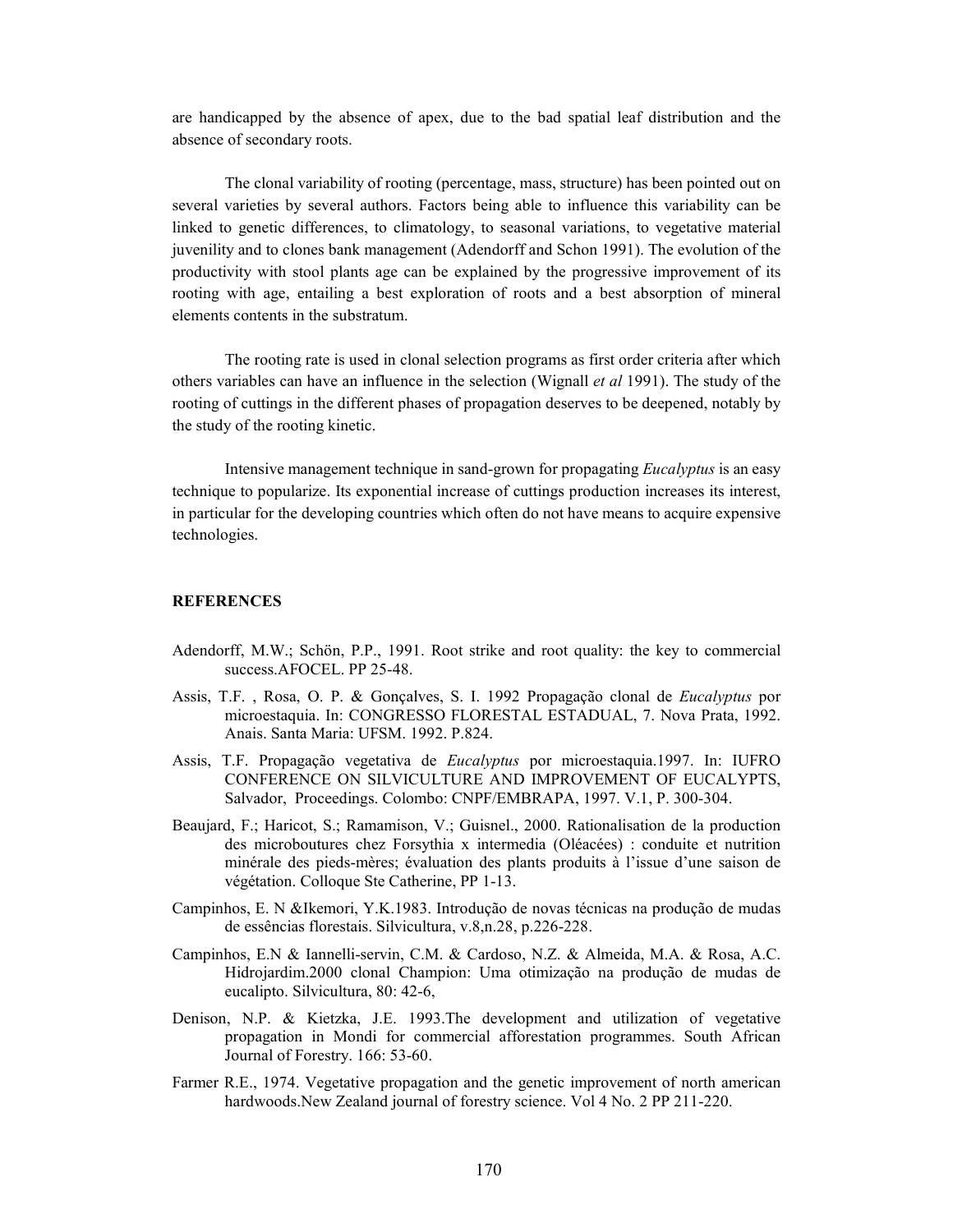are handicapped by the absence of apex, due to the bad spatial leaf distribution and the absence of secondary roots.

The clonal variability of rooting (percentage, mass, structure) has been pointed out on several varieties by several authors. Factors being able to influence this variability can be linked to genetic differences, to climatology, to seasonal variations, to vegetative material juvenility and to clones bank management (Adendorff and Schon 1991). The evolution of the productivity with stool plants age can be explained by the progressive improvement of its rooting with age, entailing a best exploration of roots and a best absorption of mineral elements contents in the substratum.

The rooting rate is used in clonal selection programs as first order criteria after which others variables can have an influence in the selection (Wignall *et al* 1991). The study of the rooting of cuttings in the different phases of propagation deserves to be deepened, notably by the study of the rooting kinetic.

Intensive management technique in sand-grown for propagating *Eucalyptus* is an easy technique to popularize. Its exponential increase of cuttings production increases its interest, in particular for the developing countries which often do not have means to acquire expensive technologies.

## REFERENCES

Adendorff, M.W.; Schön, P.P., 1991. Root strike and root quality: the key to commercial success.AFOCEL. PP 25-48.

Assis, T.F. , Rosa, O. P. & Gonçalves, S. I. 1992 Propagação clonal de *Eucalyptus* por microestaquia. In: CONGRESSO FLORESTAL ESTADUAL, 7. Nova Prata, 1992. Anais. Santa Maria: UFSM. 1992. P.824.

Assis, T.F. Propagação vegetativa de *Eucalyptus* por microestaquia.1997. In: IUFRO CONFERENCE ON SILVICULTURE AND IMPROVEMENT OF EUCALYPTS, Salvador, Proceedings. Colombo: CNPF/EMBRAPA, 1997. V.1, P. 300-304.

Beaujard, F.; Haricot, S.; Ramamison, V.; Guisnel., 2000. Rationalisation de la production des microboutures chez Forsythia x intermedia (Oléacées) : conduite et nutrition minérale des pieds-mères; évaluation des plants produits à l'issue d'une saison de végétation. Colloque Ste Catherine, PP 1-13.

Campinhos, E. N &Ikemori, Y.K.1983. Introdução de novas técnicas na produção de mudas de essências florestais. Silvicultura, v.8,n.28, p.226-228.

Campinhos, E.N & Iannelli-servin, C.M. & Cardoso, N.Z. & Almeida, M.A. & Rosa, A.C. Hidrojardim.2000 clonal Champion: Uma otimização na produção de mudas de eucalipto. Silvicultura, 80: 42-6,

Denison, N.P. & Kietzka, J.E. 1993.The development and utilization of vegetative propagation in Mondi for commercial afforestation programmes. South African Journal of Forestry. 166: 53-60.

Farmer R.E., 1974. Vegetative propagation and the genetic improvement of north american hardwoods.New Zealand journal of forestry science. Vol 4 No. 2 PP 211-220.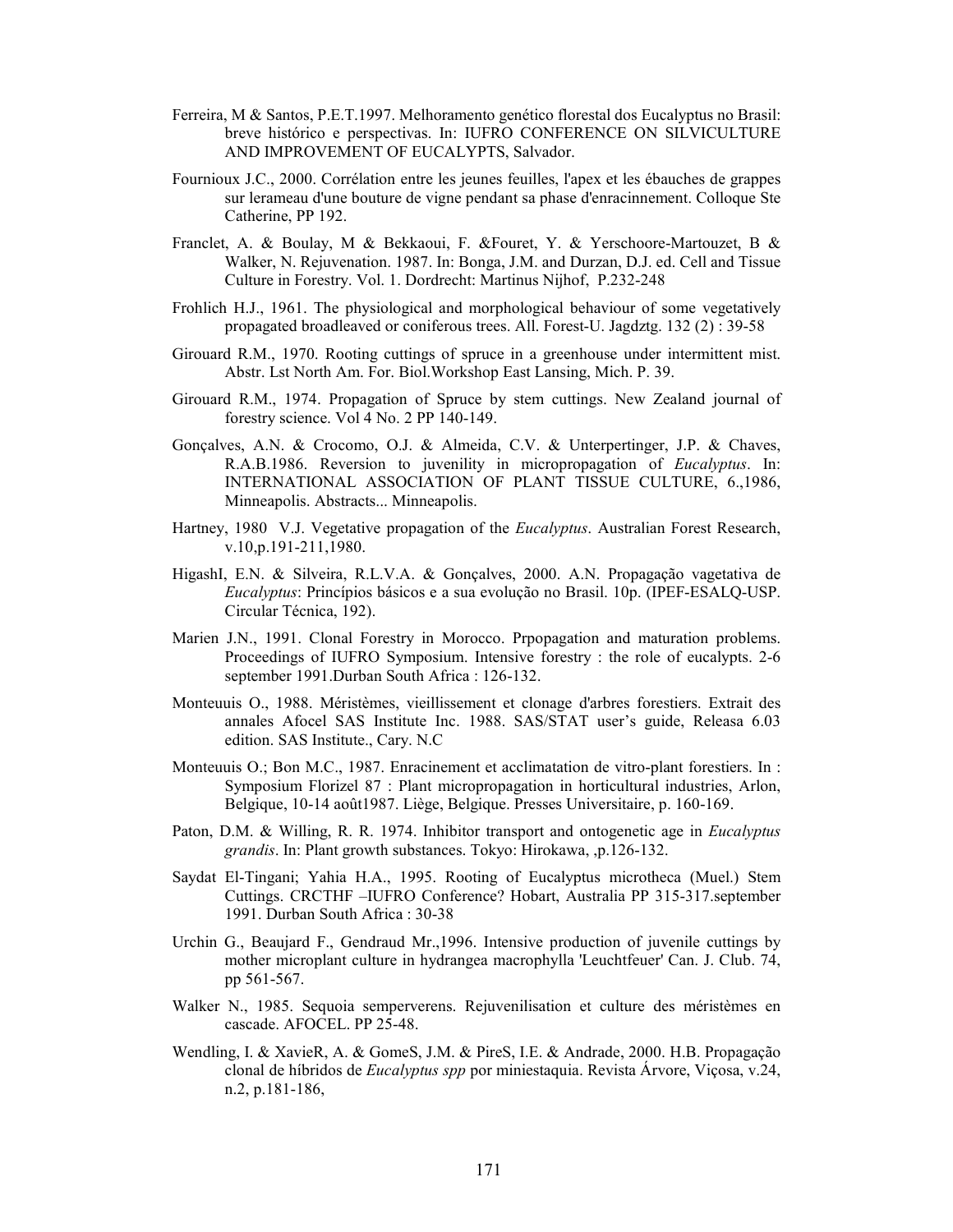Ferreira, M & Santos, P.E.T.1997. Melhoramento genético florestal dos Eucalyptus no Brasil: breve histórico e perspectivas. In: IUFRO CONFERENCE ON SILVICULTURE AND IMPROVEMENT OF EUCALYPTS, Salvador.

Fournioux J.C., 2000. Corrélation entre les jeunes feuilles, l'apex et les ébauches de grappes sur lerameau d'une bouture de vigne pendant sa phase d'enracinnement. Colloque Ste Catherine, PP 192.

Franclet, A. & Boulay, M & Bekkaoui, F. &Fouret, Y. & Yerschoore-Martouzet, B & Walker, N. Rejuvenation. 1987. In: Bonga, J.M. and Durzan, D.J. ed. Cell and Tissue Culture in Forestry. Vol. 1. Dordrecht: Martinus Nijhof, P.232-248

Frohlich H.J., 1961. The physiological and morphological behaviour of some vegetatively propagated broadleaved or coniferous trees. All. Forest-U. Jagdztg. 132 (2) : 39-58

Girouard R.M., 1970. Rooting cuttings of spruce in a greenhouse under intermittent mist. Abstr. Lst North Am. For. Biol.Workshop East Lansing, Mich. P. 39.

Girouard R.M., 1974. Propagation of Spruce by stem cuttings. New Zealand journal of forestry science. Vol 4 No. 2 PP 140-149.

Gonçalves, A.N. & Crocomo, O.J. & Almeida, C.V. & Unterpertinger, J.P. & Chaves, R.A.B.1986. Reversion to juvenility in micropropagation of *Eucalyptus*. In: INTERNATIONAL ASSOCIATION OF PLANT TISSUE CULTURE, 6.,1986, Minneapolis. Abstracts... Minneapolis.

Hartney, 1980 V.J. Vegetative propagation of the *Eucalyptus*. Australian Forest Research, v.10,p.191-211,1980.

HigashI, E.N. & Silveira, R.L.V.A. & Gonçalves, 2000. A.N. Propagação vagetativa de *Eucalyptus*: Princípios básicos e a sua evolução no Brasil. 10p. (IPEF-ESALQ-USP. Circular Técnica, 192).

Marien J.N., 1991. Clonal Forestry in Morocco. Prpopagation and maturation problems. Proceedings of IUFRO Symposium. Intensive forestry : the role of eucalypts. 2-6 september 1991.Durban South Africa : 126-132.

Monteuuis O., 1988. Méristèmes, vieillissement et clonage d'arbres forestiers. Extrait des annales Afocel SAS Institute Inc. 1988. SAS/STAT user's guide, Releasa 6.03 edition. SAS Institute., Cary. N.C

Monteuuis O.; Bon M.C., 1987. Enracinement et acclimatation de vitro-plant forestiers. In : Symposium Florizel 87 : Plant micropropagation in horticultural industries, Arlon, Belgique, 10-14 août1987. Liège, Belgique. Presses Universitaire, p. 160-169.

Paton, D.M. & Willing, R. R. 1974. Inhibitor transport and ontogenetic age in *Eucalyptus grandis*. In: Plant growth substances. Tokyo: Hirokawa, ,p.126-132.

Saydat El-Tingani; Yahia H.A., 1995. Rooting of Eucalyptus microtheca (Muel.) Stem Cuttings. CRCTHF –IUFRO Conference? Hobart, Australia PP 315-317.september 1991. Durban South Africa : 30-38

Urchin G., Beaujard F., Gendraud Mr.,1996. Intensive production of juvenile cuttings by mother microplant culture in hydrangea macrophylla 'Leuchtfeuer' Can. J. Club. 74, pp 561-567.

Walker N., 1985. Sequoia semperverens. Rejuvenilisation et culture des méristèmes en cascade. AFOCEL. PP 25-48.

Wendling, I. & XavieR, A. & GomeS, J.M. & PireS, I.E. & Andrade, 2000. H.B. Propagação clonal de híbridos de *Eucalyptus spp* por miniestaquia. Revista Árvore, Viçosa, v.24, n.2, p.181-186,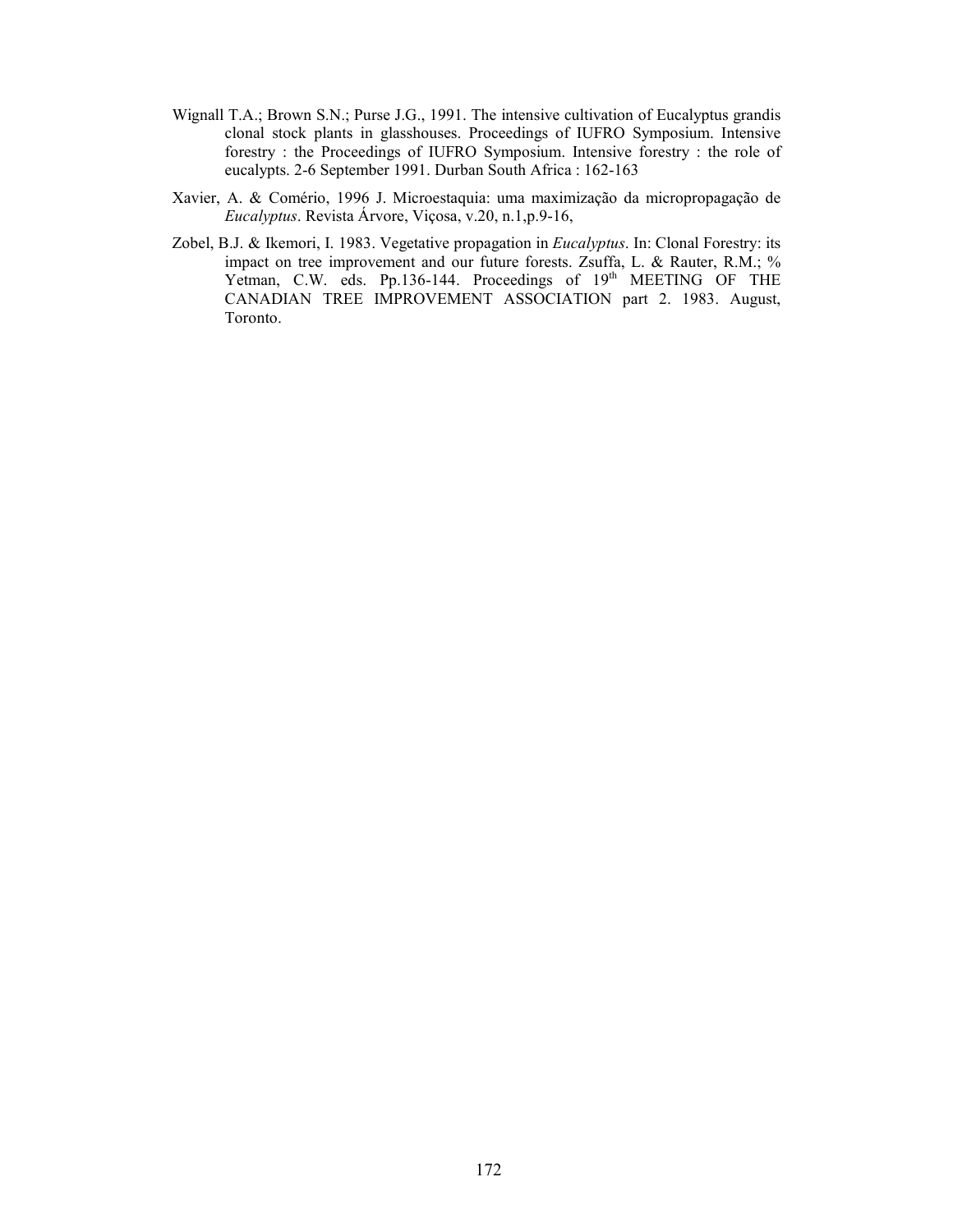Wignall T.A.; Brown S.N.; Purse J.G., 1991. The intensive cultivation of Eucalyptus grandis clonal stock plants in glasshouses. Proceedings of IUFRO Symposium. Intensive forestry : the Proceedings of IUFRO Symposium. Intensive forestry : the role of eucalypts. 2-6 September 1991. Durban South Africa : 162-163

Xavier, A. & Comério, 1996 J. Microestaquia: uma maximização da micropropagação de *Eucalyptus*. Revista Árvore, Viçosa, v.20, n.1,p.9-16,

Zobel, B.J. & Ikemori, I. 1983. Vegetative propagation in *Eucalyptus*. In: Clonal Forestry: its impact on tree improvement and our future forests. Zsuffa, L. & Rauter, R.M.; % Yetman, C.W. eds. Pp.136-144. Proceedings of 19th MEETING OF THE CANADIAN TREE IMPROVEMENT ASSOCIATION part 2. 1983. August, Toronto.